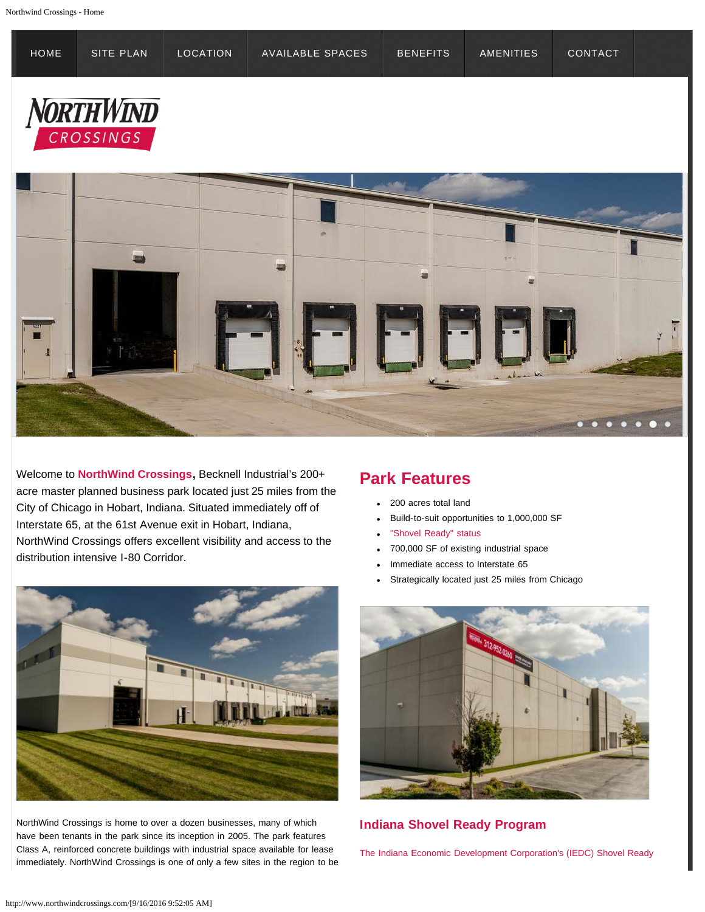HOME | SITE PLAN | LOCATION | AVAILABLE SPACES | BENEFITS | AMENITIES | CONTACT

Welcome to **NorthWind Crossings**, Becknell Industrial's 200+ acre master planned business park located just 25 miles from the City of Chicago in Hobart, Indiana. Situated immediately off of Interstate 65, at the 61st Avenue exit in Hobart, Indiana, NorthWind Crossings offers excellent visibility and access to the distribution intensive I-80 Corridor.

NorthWind Crossings is home to over a dozen businesses, many of which have been tenants in the park since its inception in 2005. The park features Class A, reinforced concrete buildings with industrial space available for lease immediately. NorthWind Crossings is one of only a few sites in the region to be

## Park Features

- 200 acres total land
- Build-to-suit opportunities to 1,000,000 SF
- "Shovel Ready" status
- 700,000 SF of existing industrial space
- Immediate access to Interstate 65
- Strategically located just 25 miles from Chicago

### Indiana Shovel Ready Program

The Indiana Economic Development Corporation's (IEDC) Shovel Ready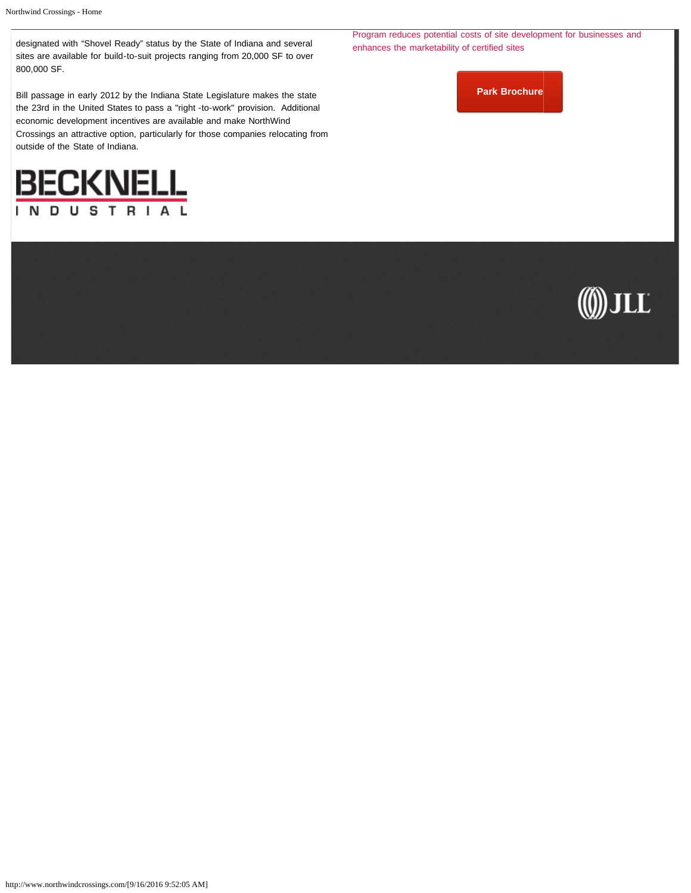designated with “Shovel Ready” status by the State of Indiana and several sites are available for build-to-suit projects ranging from 20,000 SF to over 800,000 SF.

Bill passage in early 2012 by the Indiana State Legislature makes the state the 23rd in the United States to pass a "right -to-work" provision. Additional economic development incentives are available and make NorthWind Crossings an attractive option, particularly for those companies relocating from outside of the State of Indiana.

BECKNELL INDUSTRIAL

Program reduces potential costs of site development for businesses and enhances the marketability of certified sites

Park Brochure

JLL